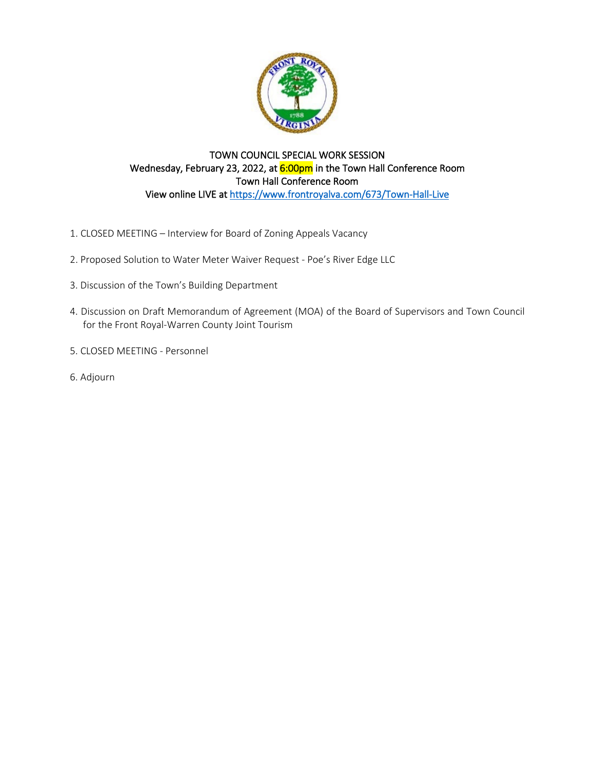# TOWN COUNCIL SPECIAL WORK SESSION

Wednesday, February 23, 2022, at 6:00pm in the Town Hall Conference Room
Town Hall Conference Room
View online LIVE at https://www.frontroyalva.com/673/Town-Hall-Live

1. CLOSED MEETING – Interview for Board of Zoning Appeals Vacancy
2. Proposed Solution to Water Meter Waiver Request - Poe's River Edge LLC
3. Discussion of the Town's Building Department
4. Discussion on Draft Memorandum of Agreement (MOA) of the Board of Supervisors and Town Council for the Front Royal-Warren County Joint Tourism
5. CLOSED MEETING - Personnel
6. Adjourn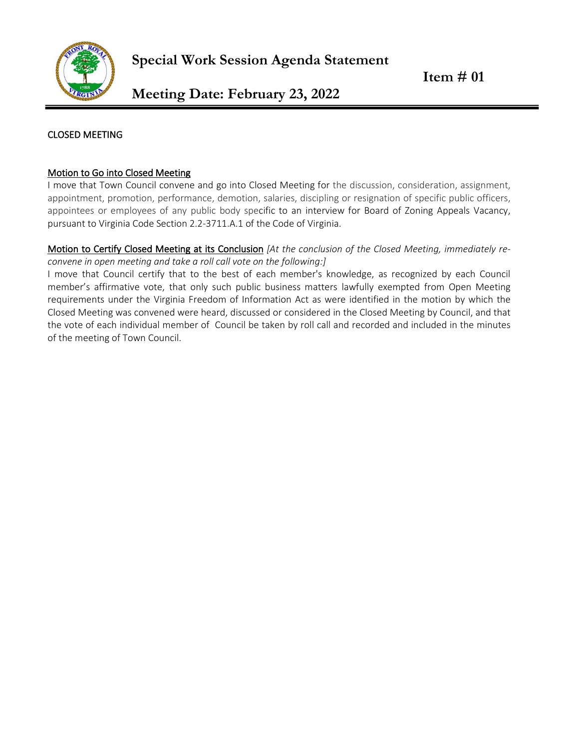# Special Work Session Agenda Statement

**Item # 01**

## Meeting Date: February 23, 2022

CLOSED MEETING

Motion to Go into Closed Meeting

I move that Town Council convene and go into Closed Meeting for the discussion, consideration, assignment, appointment, promotion, performance, demotion, salaries, discipling or resignation of specific public officers, appointees or employees of any public body specific to an interview for Board of Zoning Appeals Vacancy, pursuant to Virginia Code Section 2.2-3711.A.1 of the Code of Virginia.

Motion to Certify Closed Meeting at its Conclusion *[At the conclusion of the Closed Meeting, immediately re-convene in open meeting and take a roll call vote on the following:]*

I move that Council certify that to the best of each member's knowledge, as recognized by each Council member's affirmative vote, that only such public business matters lawfully exempted from Open Meeting requirements under the Virginia Freedom of Information Act as were identified in the motion by which the Closed Meeting was convened were heard, discussed or considered in the Closed Meeting by Council, and that the vote of each individual member of Council be taken by roll call and recorded and included in the minutes of the meeting of Town Council.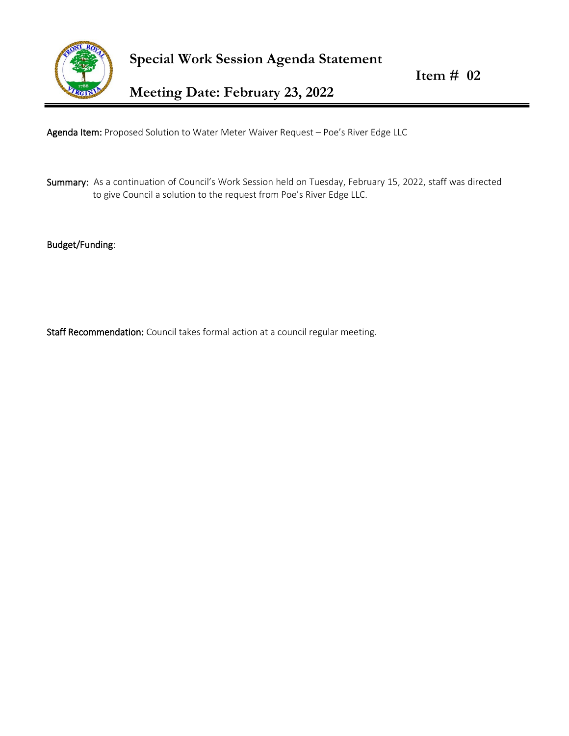# Special Work Session Agenda Statement

## Meeting Date: February 23, 2022

**Item # 02**

**Agenda Item:** Proposed Solution to Water Meter Waiver Request – Poe's River Edge LLC

**Summary:** As a continuation of Council's Work Session held on Tuesday, February 15, 2022, staff was directed to give Council a solution to the request from Poe's River Edge LLC.

**Budget/Funding:**

**Staff Recommendation:** Council takes formal action at a council regular meeting.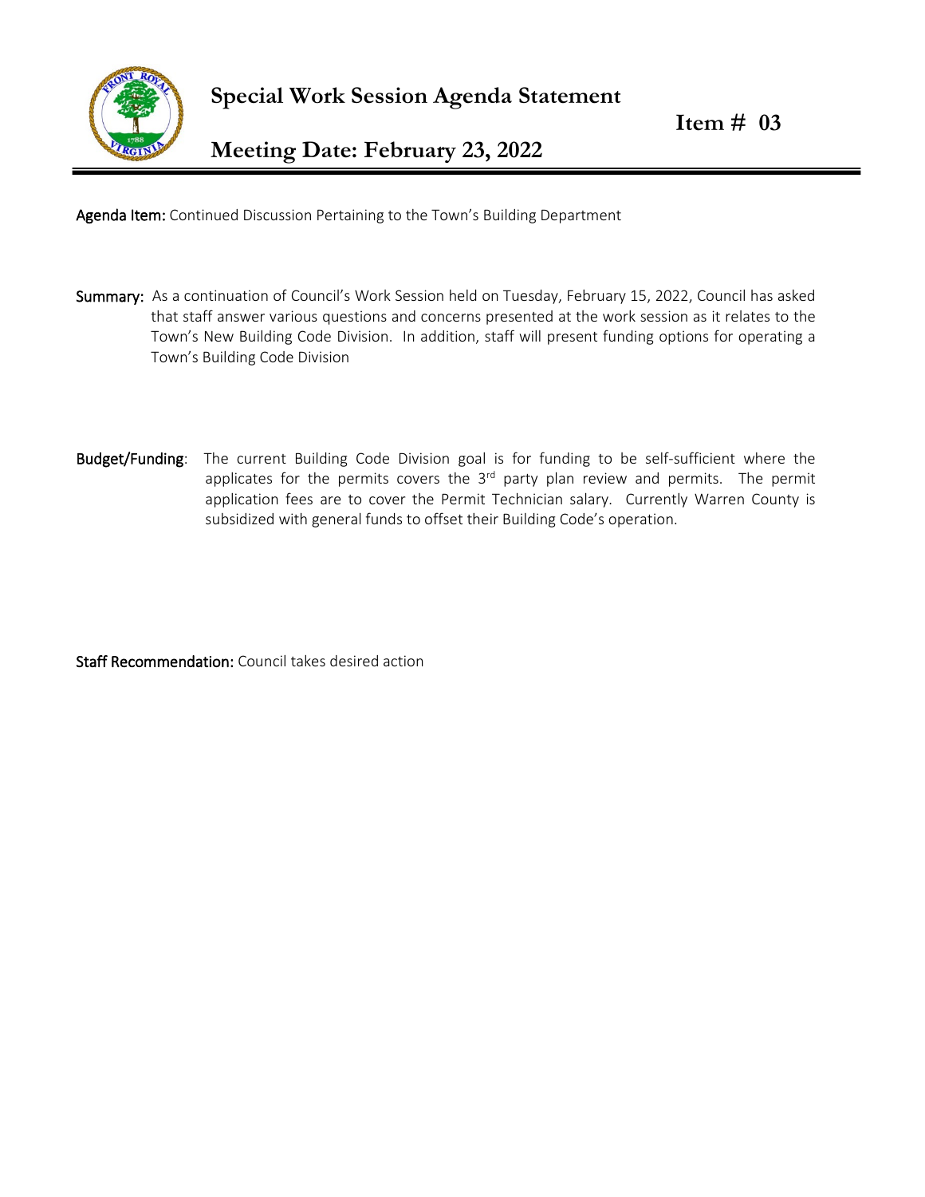# Special Work Session Agenda Statement

**Item # 03**

## Meeting Date: February 23, 2022

**Agenda Item:** Continued Discussion Pertaining to the Town's Building Department

**Summary:** As a continuation of Council's Work Session held on Tuesday, February 15, 2022, Council has asked that staff answer various questions and concerns presented at the work session as it relates to the Town's New Building Code Division. In addition, staff will present funding options for operating a Town's Building Code Division

**Budget/Funding**: The current Building Code Division goal is for funding to be self-sufficient where the applicates for the permits covers the 3rd party plan review and permits. The permit application fees are to cover the Permit Technician salary. Currently Warren County is subsidized with general funds to offset their Building Code's operation.

**Staff Recommendation:** Council takes desired action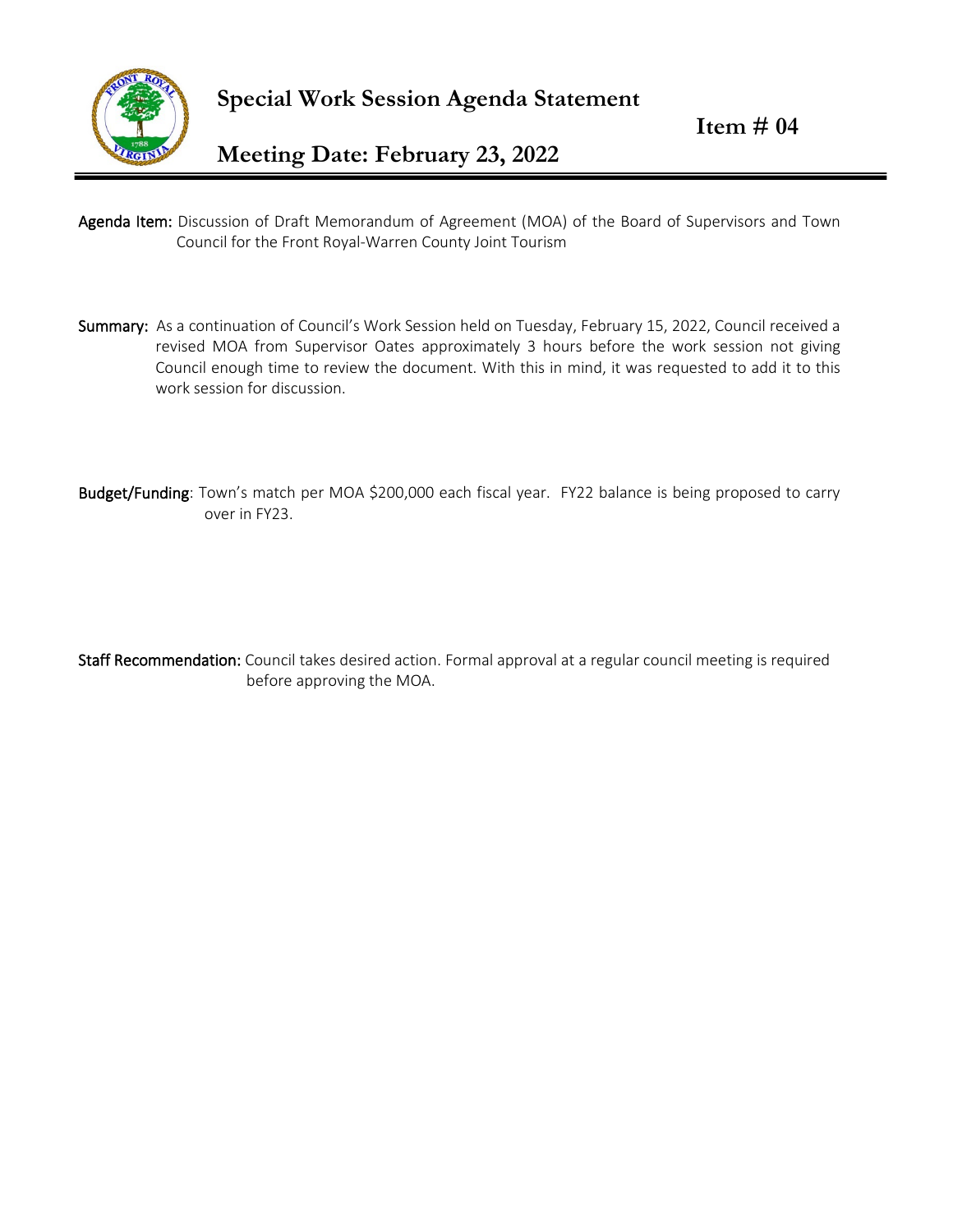# Special Work Session Agenda Statement

**Item # 04**

## Meeting Date: February 23, 2022

**Agenda Item:** Discussion of Draft Memorandum of Agreement (MOA) of the Board of Supervisors and Town Council for the Front Royal-Warren County Joint Tourism

**Summary:** As a continuation of Council's Work Session held on Tuesday, February 15, 2022, Council received a revised MOA from Supervisor Oates approximately 3 hours before the work session not giving Council enough time to review the document. With this in mind, it was requested to add it to this work session for discussion.

**Budget/Funding**: Town's match per MOA $200,000 each fiscal year. FY22 balance is being proposed to carry over in FY23.

**Staff Recommendation:** Council takes desired action. Formal approval at a regular council meeting is required before approving the MOA.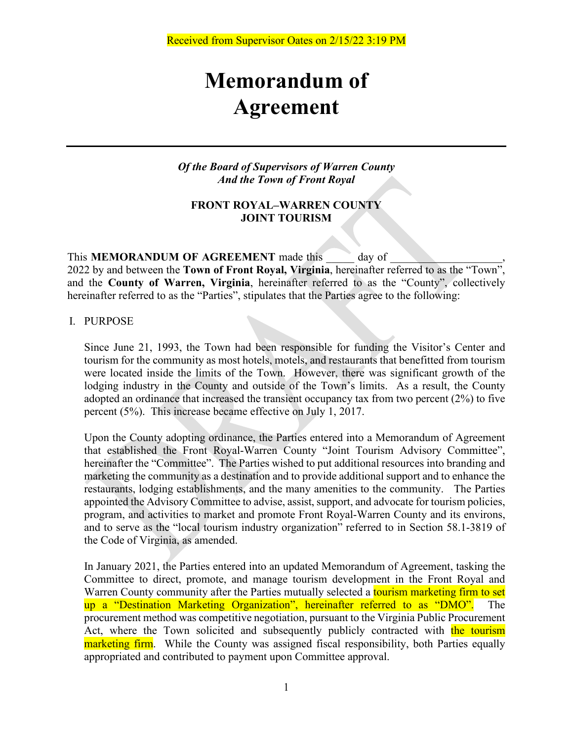Received from Supervisor Oates on 2/15/22 3:19 PM

# Memorandum of Agreement

*Of the Board of Supervisors of Warren County*
*And the Town of Front Royal*

**FRONT ROYAL–WARREN COUNTY JOINT TOURISM**

This **MEMORANDUM OF AGREEMENT** made this _____ day of ___________________, 2022 by and between the **Town of Front Royal, Virginia**, hereinafter referred to as the "Town", and the **County of Warren, Virginia**, hereinafter referred to as the "County", collectively hereinafter referred to as the "Parties", stipulates that the Parties agree to the following:

I. PURPOSE

Since June 21, 1993, the Town had been responsible for funding the Visitor's Center and tourism for the community as most hotels, motels, and restaurants that benefitted from tourism were located inside the limits of the Town. However, there was significant growth of the lodging industry in the County and outside of the Town's limits. As a result, the County adopted an ordinance that increased the transient occupancy tax from two percent (2%) to five percent (5%). This increase became effective on July 1, 2017.

Upon the County adopting ordinance, the Parties entered into a Memorandum of Agreement that established the Front Royal-Warren County "Joint Tourism Advisory Committee", hereinafter the "Committee". The Parties wished to put additional resources into branding and marketing the community as a destination and to provide additional support and to enhance the restaurants, lodging establishments, and the many amenities to the community. The Parties appointed the Advisory Committee to advise, assist, support, and advocate for tourism policies, program, and activities to market and promote Front Royal-Warren County and its environs, and to serve as the "local tourism industry organization" referred to in Section 58.1-3819 of the Code of Virginia, as amended.

In January 2021, the Parties entered into an updated Memorandum of Agreement, tasking the Committee to direct, promote, and manage tourism development in the Front Royal and Warren County community after the Parties mutually selected a tourism marketing firm to set up a "Destination Marketing Organization", hereinafter referred to as "DMO". The procurement method was competitive negotiation, pursuant to the Virginia Public Procurement Act, where the Town solicited and subsequently publicly contracted with the tourism marketing firm. While the County was assigned fiscal responsibility, both Parties equally appropriated and contributed to payment upon Committee approval.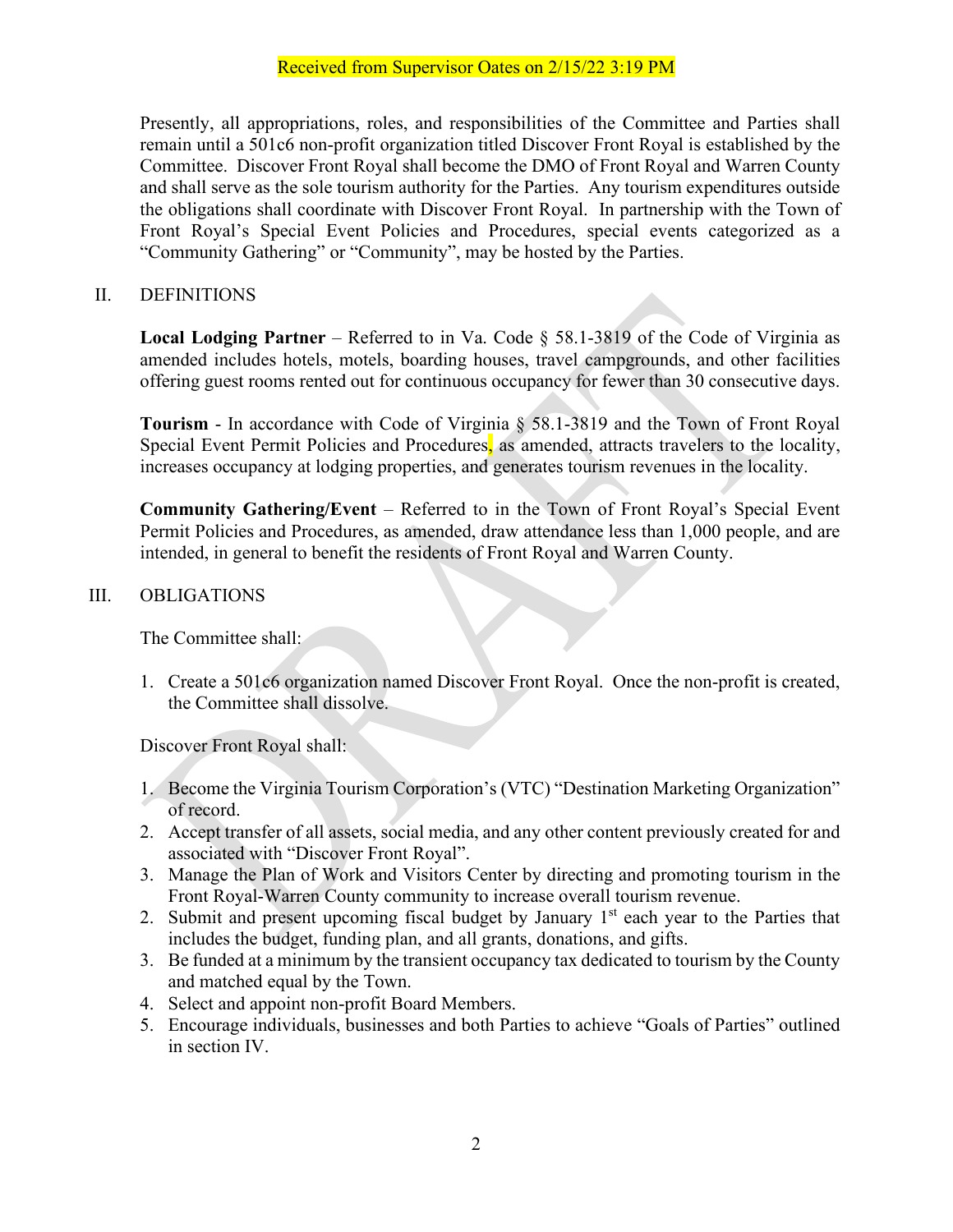Received from Supervisor Oates on 2/15/22 3:19 PM

Presently, all appropriations, roles, and responsibilities of the Committee and Parties shall remain until a 501c6 non-profit organization titled Discover Front Royal is established by the Committee. Discover Front Royal shall become the DMO of Front Royal and Warren County and shall serve as the sole tourism authority for the Parties. Any tourism expenditures outside the obligations shall coordinate with Discover Front Royal. In partnership with the Town of Front Royal's Special Event Policies and Procedures, special events categorized as a "Community Gathering" or "Community", may be hosted by the Parties.

## II. DEFINITIONS

**Local Lodging Partner** – Referred to in Va. Code § 58.1-3819 of the Code of Virginia as amended includes hotels, motels, boarding houses, travel campgrounds, and other facilities offering guest rooms rented out for continuous occupancy for fewer than 30 consecutive days.

**Tourism** - In accordance with Code of Virginia § 58.1-3819 and the Town of Front Royal Special Event Permit Policies and Procedures, as amended, attracts travelers to the locality, increases occupancy at lodging properties, and generates tourism revenues in the locality.

**Community Gathering/Event** – Referred to in the Town of Front Royal's Special Event Permit Policies and Procedures, as amended, draw attendance less than 1,000 people, and are intended, in general to benefit the residents of Front Royal and Warren County.

## III. OBLIGATIONS

The Committee shall:

1. Create a 501c6 organization named Discover Front Royal. Once the non-profit is created, the Committee shall dissolve.

Discover Front Royal shall:

1. Become the Virginia Tourism Corporation's (VTC) "Destination Marketing Organization" of record.
2. Accept transfer of all assets, social media, and any other content previously created for and associated with "Discover Front Royal".
3. Manage the Plan of Work and Visitors Center by directing and promoting tourism in the Front Royal-Warren County community to increase overall tourism revenue.
2. Submit and present upcoming fiscal budget by January 1st each year to the Parties that includes the budget, funding plan, and all grants, donations, and gifts.
3. Be funded at a minimum by the transient occupancy tax dedicated to tourism by the County and matched equal by the Town.
4. Select and appoint non-profit Board Members.
5. Encourage individuals, businesses and both Parties to achieve "Goals of Parties" outlined in section IV.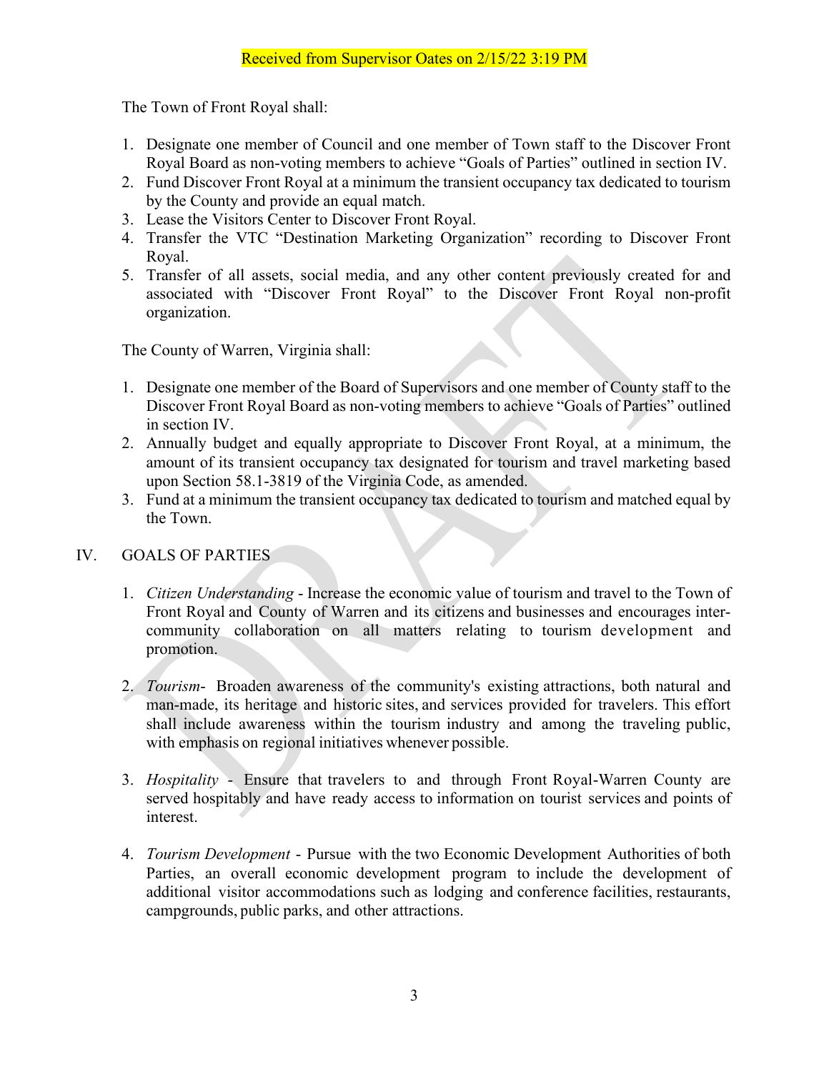Received from Supervisor Oates on 2/15/22 3:19 PM

The Town of Front Royal shall:

1. Designate one member of Council and one member of Town staff to the Discover Front Royal Board as non-voting members to achieve "Goals of Parties" outlined in section IV.
2. Fund Discover Front Royal at a minimum the transient occupancy tax dedicated to tourism by the County and provide an equal match.
3. Lease the Visitors Center to Discover Front Royal.
4. Transfer the VTC "Destination Marketing Organization" recording to Discover Front Royal.
5. Transfer of all assets, social media, and any other content previously created for and associated with "Discover Front Royal" to the Discover Front Royal non-profit organization.

The County of Warren, Virginia shall:

1. Designate one member of the Board of Supervisors and one member of County staff to the Discover Front Royal Board as non-voting members to achieve "Goals of Parties" outlined in section IV.
2. Annually budget and equally appropriate to Discover Front Royal, at a minimum, the amount of its transient occupancy tax designated for tourism and travel marketing based upon Section 58.1-3819 of the Virginia Code, as amended.
3. Fund at a minimum the transient occupancy tax dedicated to tourism and matched equal by the Town.

## IV. GOALS OF PARTIES

1. *Citizen Understanding* - Increase the economic value of tourism and travel to the Town of Front Royal and County of Warren and its citizens and businesses and encourages inter-community collaboration on all matters relating to tourism development and promotion.

2. *Tourism*- Broaden awareness of the community's existing attractions, both natural and man-made, its heritage and historic sites, and services provided for travelers. This effort shall include awareness within the tourism industry and among the traveling public, with emphasis on regional initiatives whenever possible.

3. *Hospitality* - Ensure that travelers to and through Front Royal-Warren County are served hospitably and have ready access to information on tourist services and points of interest.

4. *Tourism Development* - Pursue with the two Economic Development Authorities of both Parties, an overall economic development program to include the development of additional visitor accommodations such as lodging and conference facilities, restaurants, campgrounds, public parks, and other attractions.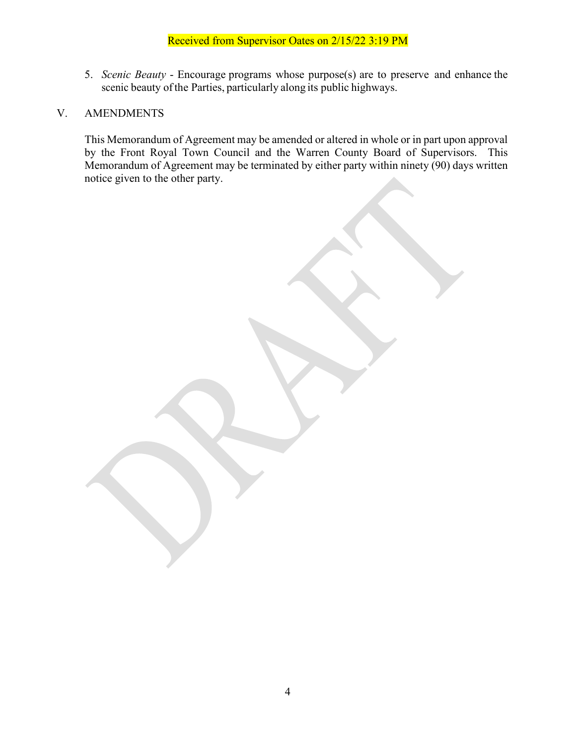Received from Supervisor Oates on 2/15/22 3:19 PM

5. *Scenic Beauty* - Encourage programs whose purpose(s) are to preserve and enhance the scenic beauty of the Parties, particularly along its public highways.

## V. AMENDMENTS

This Memorandum of Agreement may be amended or altered in whole or in part upon approval by the Front Royal Town Council and the Warren County Board of Supervisors. This Memorandum of Agreement may be terminated by either party within ninety (90) days written notice given to the other party.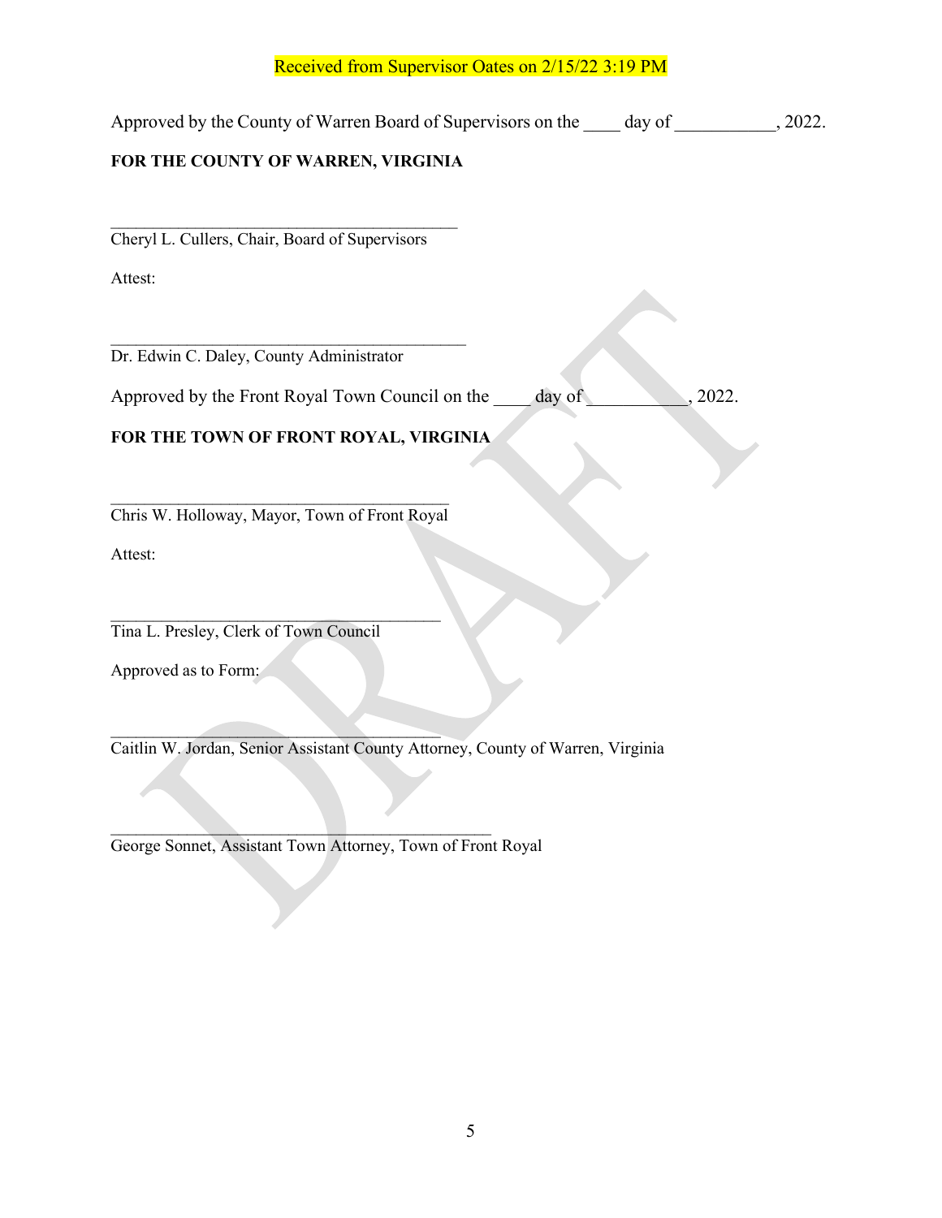Received from Supervisor Oates on 2/15/22 3:19 PM

Approved by the County of Warren Board of Supervisors on the ____ day of ___________, 2022.

**FOR THE COUNTY OF WARREN, VIRGINIA**

\_\_\_\_\_\_\_\_\_\_\_\_\_\_\_\_\_\_\_\_\_\_\_\_\_\_\_\_\_\_\_\_\_\_\_\_\_\_\_\_\_\_
Cheryl L. Cullers, Chair, Board of Supervisors

Attest:

\_\_\_\_\_\_\_\_\_\_\_\_\_\_\_\_\_\_\_\_\_\_\_\_\_\_\_\_\_\_\_\_\_\_\_\_\_\_\_\_\_\_
Dr. Edwin C. Daley, County Administrator

Approved by the Front Royal Town Council on the ____ day of ___________, 2022.

**FOR THE TOWN OF FRONT ROYAL, VIRGINIA**

\_\_\_\_\_\_\_\_\_\_\_\_\_\_\_\_\_\_\_\_\_\_\_\_\_\_\_\_\_\_\_\_\_\_\_\_\_\_\_\_\_\_
Chris W. Holloway, Mayor, Town of Front Royal

Attest:

\_\_\_\_\_\_\_\_\_\_\_\_\_\_\_\_\_\_\_\_\_\_\_\_\_\_\_\_\_\_\_\_\_\_\_\_\_\_\_\_
Tina L. Presley, Clerk of Town Council

Approved as to Form:

\_\_\_\_\_\_\_\_\_\_\_\_\_\_\_\_\_\_\_\_\_\_\_\_\_\_\_\_\_\_\_\_\_\_\_\_\_\_\_\_
Caitlin W. Jordan, Senior Assistant County Attorney, County of Warren, Virginia

\_\_\_\_\_\_\_\_\_\_\_\_\_\_\_\_\_\_\_\_\_\_\_\_\_\_\_\_\_\_\_\_\_\_\_\_\_\_\_\_\_\_\_\_\_\_
George Sonnet, Assistant Town Attorney, Town of Front Royal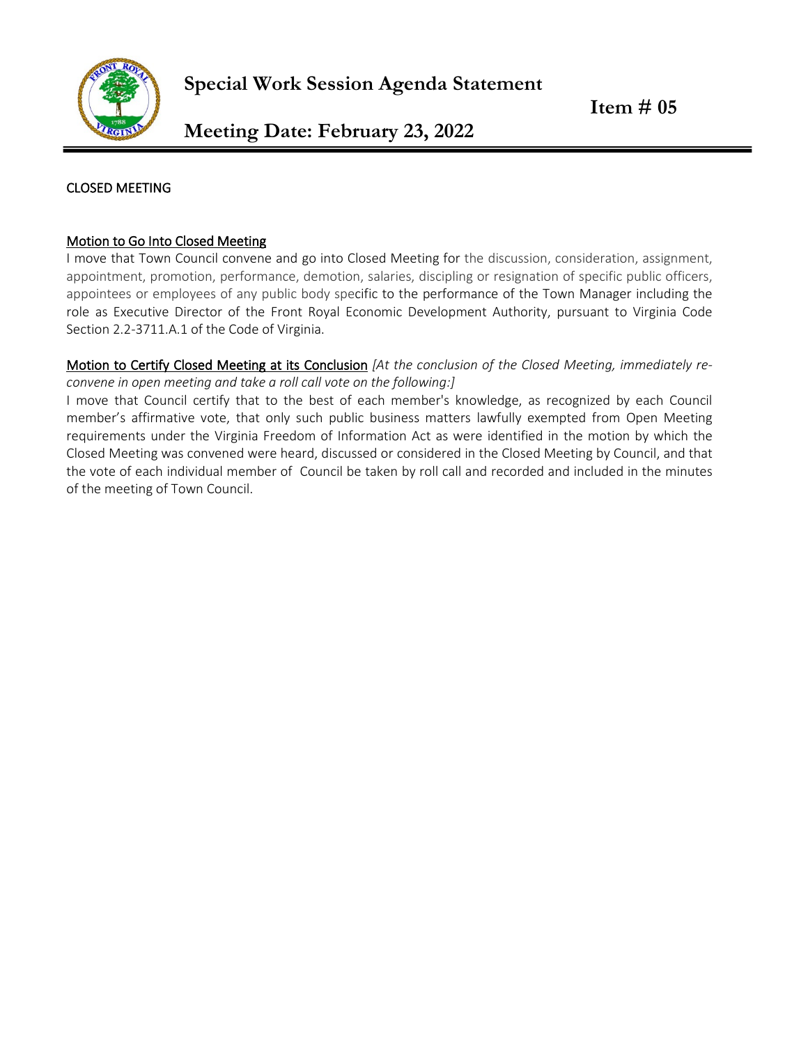# Special Work Session Agenda Statement

**Item # 05**

## Meeting Date: February 23, 2022

CLOSED MEETING

<u>Motion to Go Into Closed Meeting</u>

I move that Town Council convene and go into Closed Meeting for the discussion, consideration, assignment, appointment, promotion, performance, demotion, salaries, discipling or resignation of specific public officers, appointees or employees of any public body specific to the performance of the Town Manager including the role as Executive Director of the Front Royal Economic Development Authority, pursuant to Virginia Code Section 2.2-3711.A.1 of the Code of Virginia.

<u>Motion to Certify Closed Meeting at its Conclusion</u> *[At the conclusion of the Closed Meeting, immediately re-convene in open meeting and take a roll call vote on the following:]*

I move that Council certify that to the best of each member's knowledge, as recognized by each Council member's affirmative vote, that only such public business matters lawfully exempted from Open Meeting requirements under the Virginia Freedom of Information Act as were identified in the motion by which the Closed Meeting was convened were heard, discussed or considered in the Closed Meeting by Council, and that the vote of each individual member of Council be taken by roll call and recorded and included in the minutes of the meeting of Town Council.